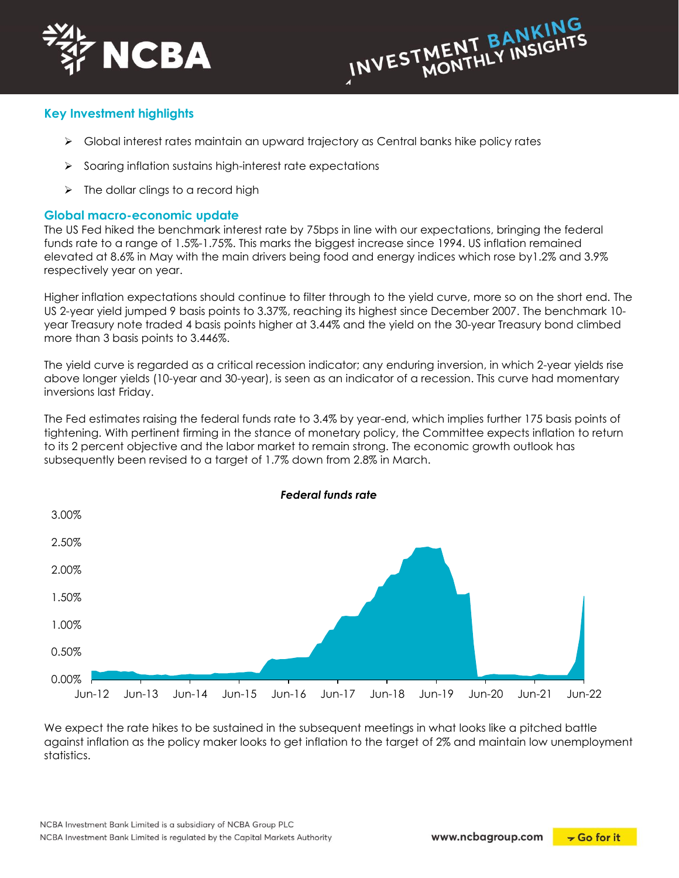## Key Investment highlights

- Global interest rates maintain an upward trajectory as Central banks hike policy rates
- Soaring inflation sustains high-interest rate expectations
- The dollar clings to a record high

## Global macro-economic update

The US Fed hiked the benchmark interest rate by 75bps in line with our expectations, bringing the federal funds rate to a range of 1.5%-1.75%. This marks the biggest increase since 1994. US inflation remained elevated at 8.6% in May with the main drivers being food and energy indices which rose by1.2% and 3.9% respectively year on year.

Higher inflation expectations should continue to filter through to the yield curve, more so on the short end. The US 2-year yield jumped 9 basis points to 3.37%, reaching its highest since December 2007. The benchmark 10-year Treasury note traded 4 basis points higher at 3.44% and the yield on the 30-year Treasury bond climbed more than 3 basis points to 3.446%.

The yield curve is regarded as a critical recession indicator; any enduring inversion, in which 2-year yields rise above longer yields (10-year and 30-year), is seen as an indicator of a recession. This curve had momentary inversions last Friday.

The Fed estimates raising the federal funds rate to 3.4% by year-end, which implies further 175 basis points of tightening. With pertinent firming in the stance of monetary policy, the Committee expects inflation to return to its 2 percent objective and the labor market to remain strong. The economic growth outlook has subsequently been revised to a target of 1.7% down from 2.8% in March.

*Federal funds rate*

We expect the rate hikes to be sustained in the subsequent meetings in what looks like a pitched battle against inflation as the policy maker looks to get inflation to the target of 2% and maintain low unemployment statistics.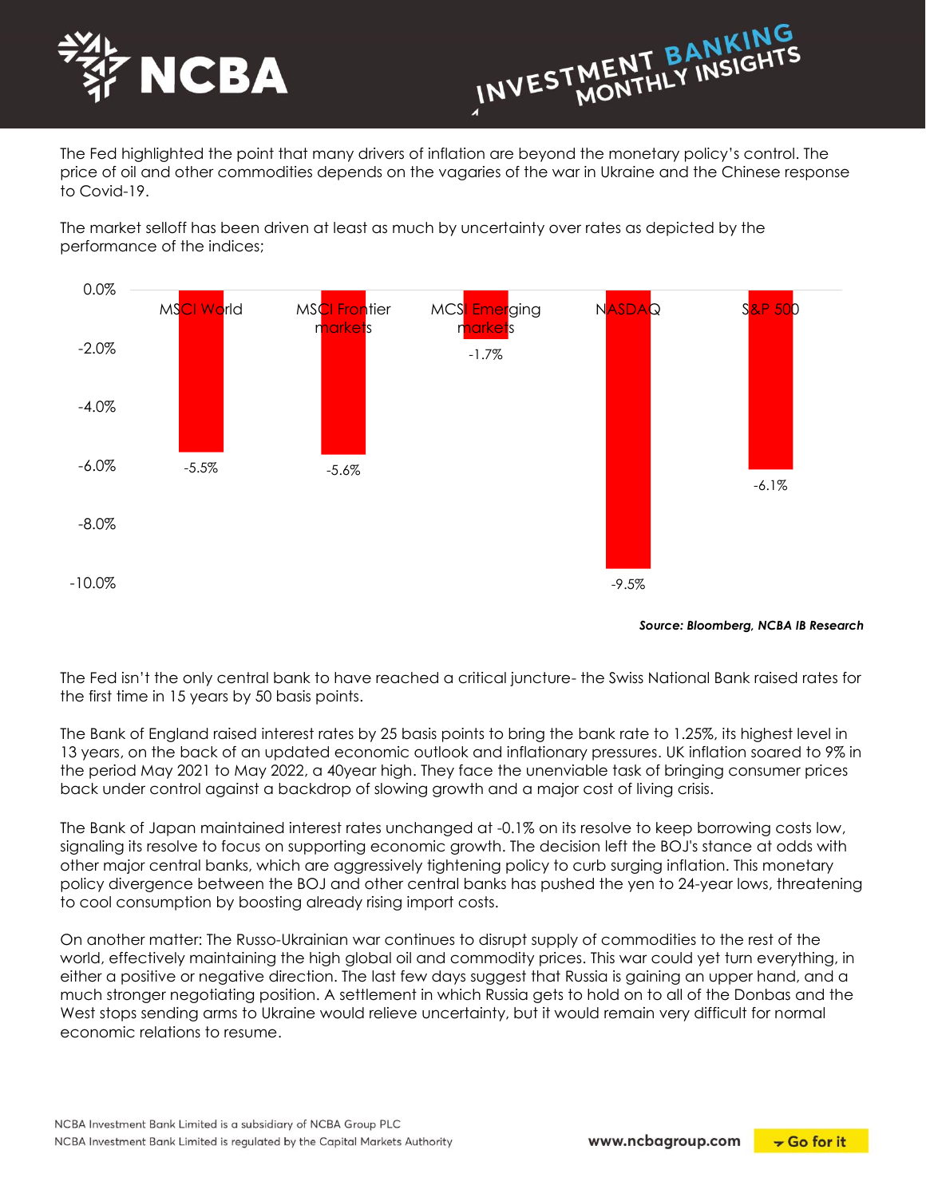The Fed highlighted the point that many drivers of inflation are beyond the monetary policy's control. The price of oil and other commodities depends on the vagaries of the war in Ukraine and the Chinese response to Covid-19.

The market selloff has been driven at least as much by uncertainty over rates as depicted by the performance of the indices;

| Index | Performance |
|---|---|
| MSCI World | -5.5% |
| MSCI Frontier markets | -5.6% |
| MCSI Emerging markets | -1.7% |
| NASDAQ | -9.5% |
| S&P 500 | -6.1% |

***Source: Bloomberg, NCBA IB Research***

The Fed isn't the only central bank to have reached a critical juncture- the Swiss National Bank raised rates for the first time in 15 years by 50 basis points.

The Bank of England raised interest rates by 25 basis points to bring the bank rate to 1.25%, its highest level in 13 years, on the back of an updated economic outlook and inflationary pressures. UK inflation soared to 9% in the period May 2021 to May 2022, a 40year high. They face the unenviable task of bringing consumer prices back under control against a backdrop of slowing growth and a major cost of living crisis.

The Bank of Japan maintained interest rates unchanged at -0.1% on its resolve to keep borrowing costs low, signaling its resolve to focus on supporting economic growth. The decision left the BOJ's stance at odds with other major central banks, which are aggressively tightening policy to curb surging inflation. This monetary policy divergence between the BOJ and other central banks has pushed the yen to 24-year lows, threatening to cool consumption by boosting already rising import costs.

On another matter: The Russo-Ukrainian war continues to disrupt supply of commodities to the rest of the world, effectively maintaining the high global oil and commodity prices. This war could yet turn everything, in either a positive or negative direction. The last few days suggest that Russia is gaining an upper hand, and a much stronger negotiating position. A settlement in which Russia gets to hold on to all of the Donbas and the West stops sending arms to Ukraine would relieve uncertainty, but it would remain very difficult for normal economic relations to resume.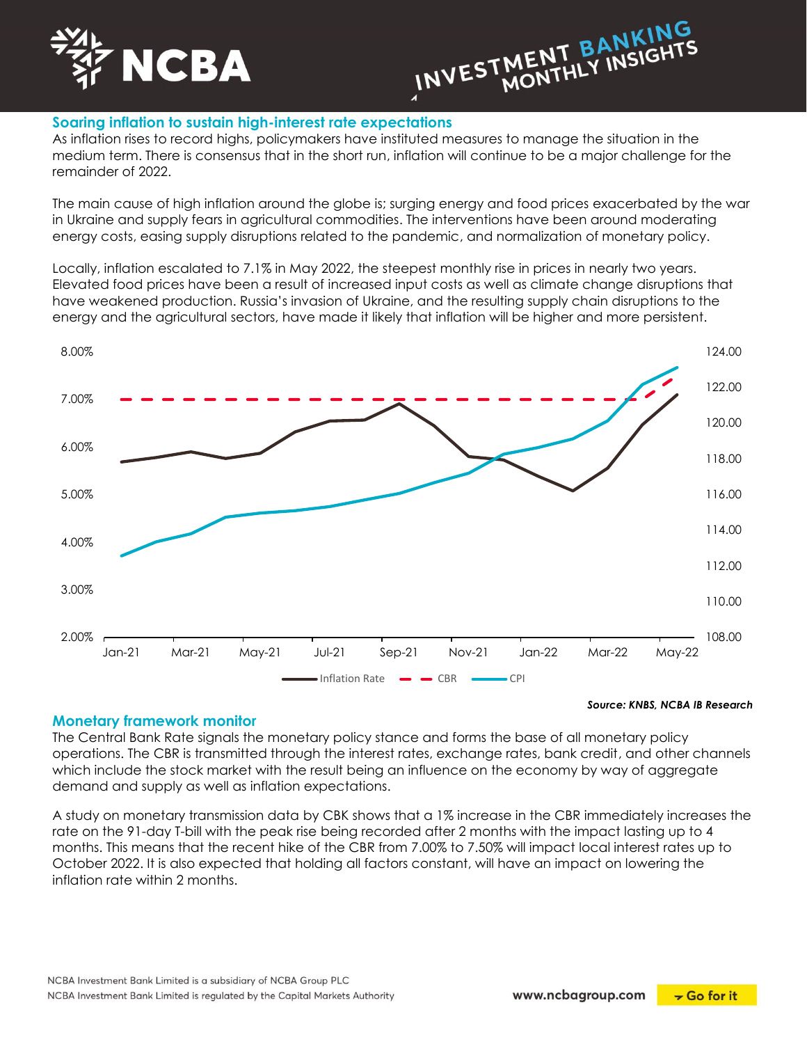## Soaring inflation to sustain high-interest rate expectations

As inflation rises to record highs, policymakers have instituted measures to manage the situation in the medium term. There is consensus that in the short run, inflation will continue to be a major challenge for the remainder of 2022.

The main cause of high inflation around the globe is; surging energy and food prices exacerbated by the war in Ukraine and supply fears in agricultural commodities. The interventions have been around moderating energy costs, easing supply disruptions related to the pandemic, and normalization of monetary policy.

Locally, inflation escalated to 7.1% in May 2022, the steepest monthly rise in prices in nearly two years. Elevated food prices have been a result of increased input costs as well as climate change disruptions that have weakened production. Russia's invasion of Ukraine, and the resulting supply chain disruptions to the energy and the agricultural sectors, have made it likely that inflation will be higher and more persistent.

*Source: KNBS, NCBA IB Research*

## Monetary framework monitor

The Central Bank Rate signals the monetary policy stance and forms the base of all monetary policy operations. The CBR is transmitted through the interest rates, exchange rates, bank credit, and other channels which include the stock market with the result being an influence on the economy by way of aggregate demand and supply as well as inflation expectations.

A study on monetary transmission data by CBK shows that a 1% increase in the CBR immediately increases the rate on the 91-day T-bill with the peak rise being recorded after 2 months with the impact lasting up to 4 months. This means that the recent hike of the CBR from 7.00% to 7.50% will impact local interest rates up to October 2022. It is also expected that holding all factors constant, will have an impact on lowering the inflation rate within 2 months.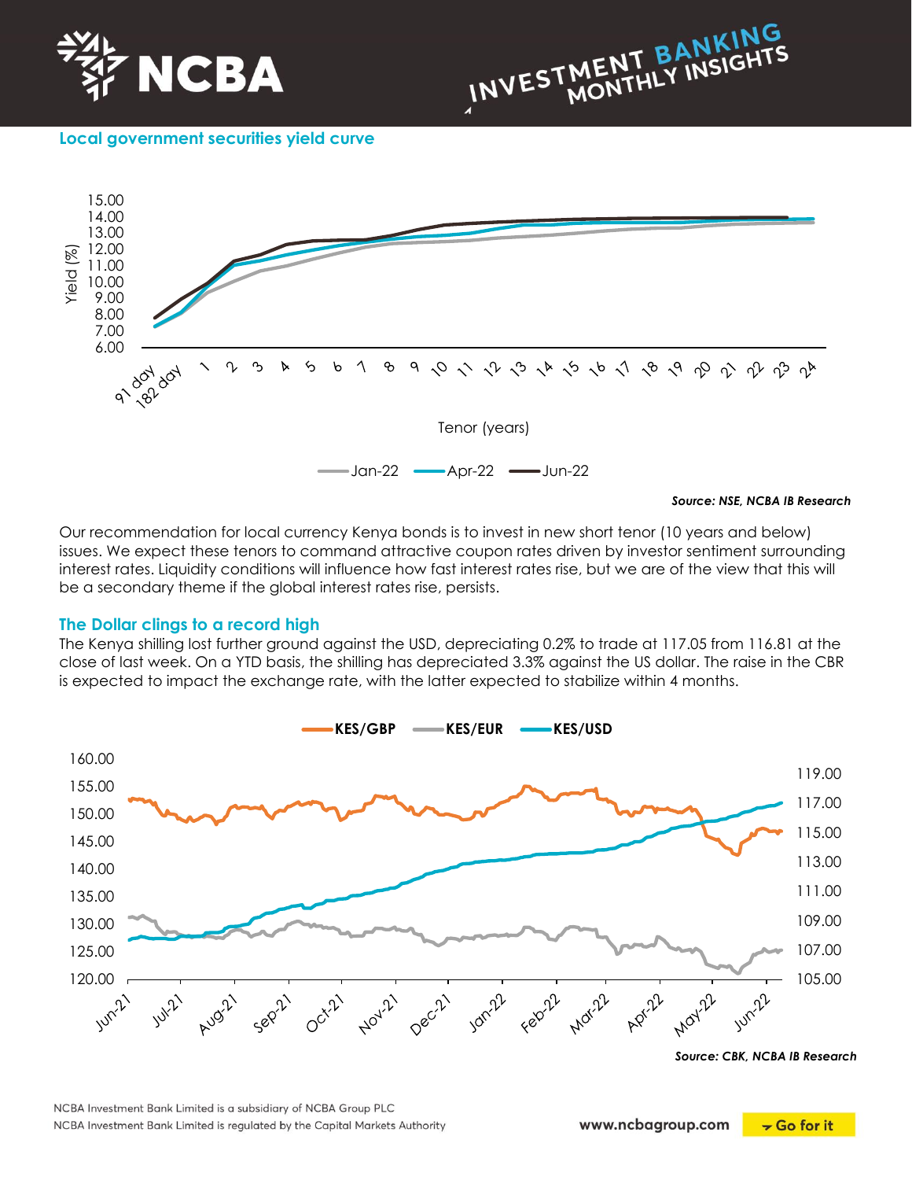## Local government securities yield curve

Source: NSE, NCBA IB Research

Our recommendation for local currency Kenya bonds is to invest in new short tenor (10 years and below) issues. We expect these tenors to command attractive coupon rates driven by investor sentiment surrounding interest rates. Liquidity conditions will influence how fast interest rates rise, but we are of the view that this will be a secondary theme if the global interest rates rise, persists.

## The Dollar clings to a record high

The Kenya shilling lost further ground against the USD, depreciating 0.2% to trade at 117.05 from 116.81 at the close of last week. On a YTD basis, the shilling has depreciated 3.3% against the US dollar. The raise in the CBR is expected to impact the exchange rate, with the latter expected to stabilize within 4 months.

Source: CBK, NCBA IB Research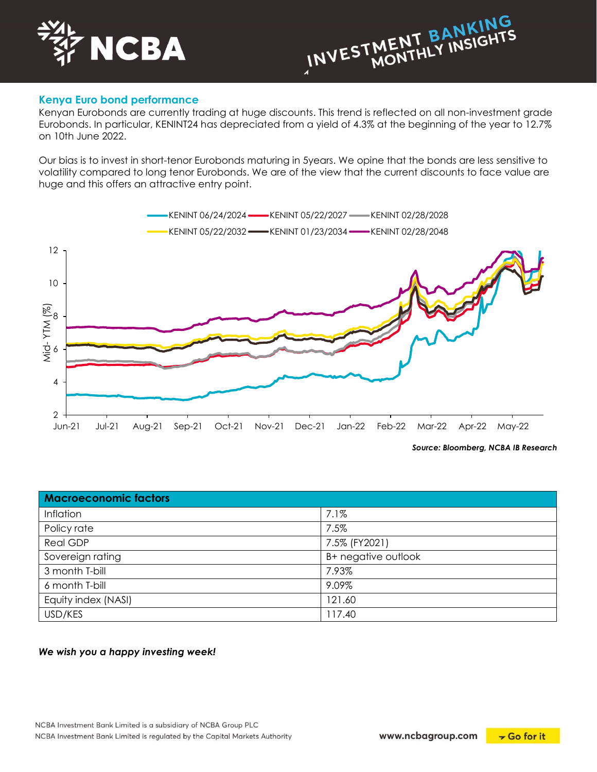## Kenya Euro bond performance

Kenyan Eurobonds are currently trading at huge discounts. This trend is reflected on all non-investment grade Eurobonds. In particular, KENINT24 has depreciated from a yield of 4.3% at the beginning of the year to 12.7% on 10th June 2022.

Our bias is to invest in short-tenor Eurobonds maturing in 5years. We opine that the bonds are less sensitive to volatility compared to long tenor Eurobonds. We are of the view that the current discounts to face value are huge and this offers an attractive entry point.

***Source: Bloomberg, NCBA IB Research***

| Macroeconomic factors | |
|---|---|
| Inflation | 7.1% |
| Policy rate | 7.5% |
| Real GDP | 7.5% (FY2021) |
| Sovereign rating | B+ negative outlook |
| 3 month T-bill | 7.93% |
| 6 month T-bill | 9.09% |
| Equity index (NASI) | 121.60 |
| USD/KES | 117.40 |

***We wish you a happy investing week!***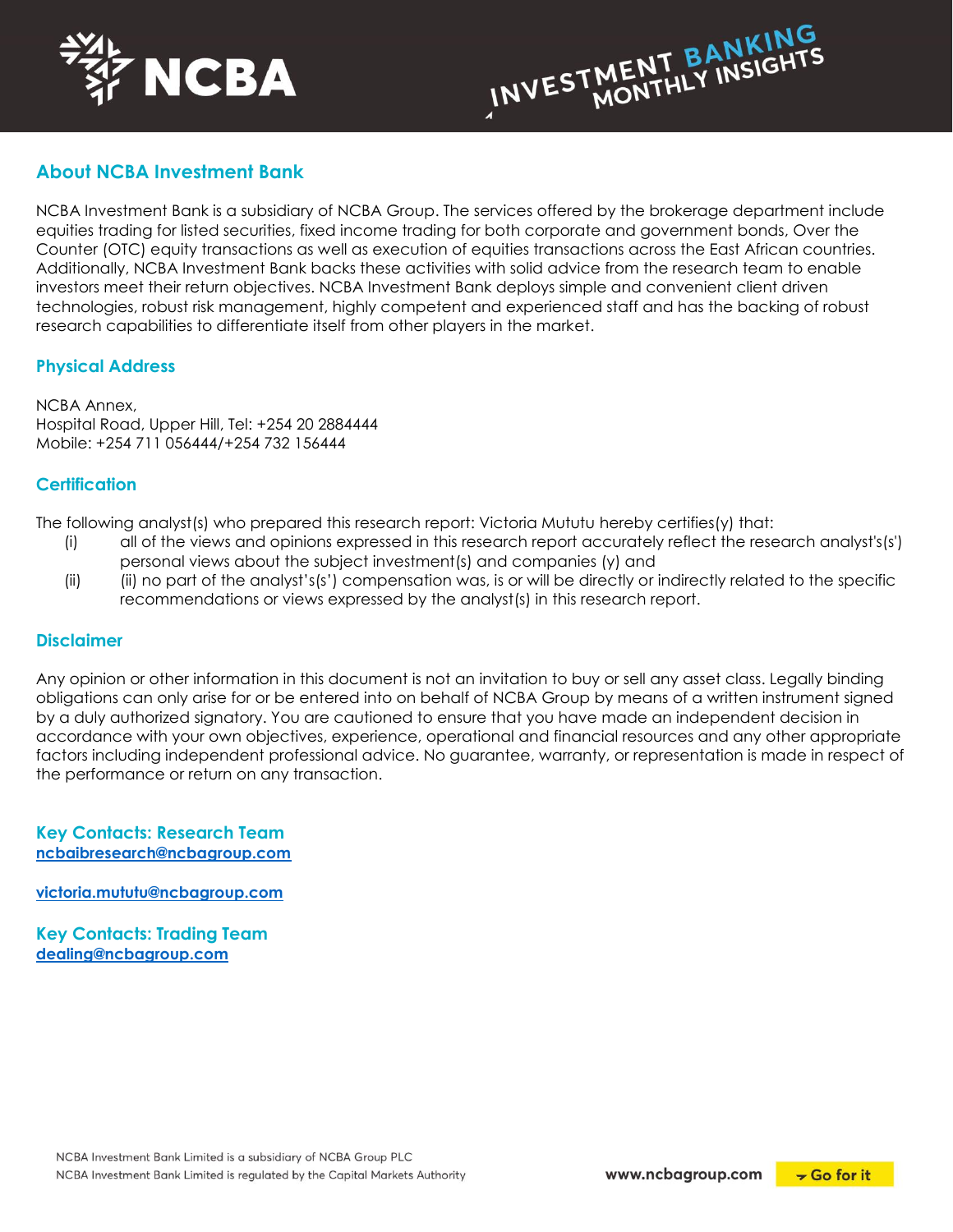## About NCBA Investment Bank

NCBA Investment Bank is a subsidiary of NCBA Group. The services offered by the brokerage department include equities trading for listed securities, fixed income trading for both corporate and government bonds, Over the Counter (OTC) equity transactions as well as execution of equities transactions across the East African countries. Additionally, NCBA Investment Bank backs these activities with solid advice from the research team to enable investors meet their return objectives. NCBA Investment Bank deploys simple and convenient client driven technologies, robust risk management, highly competent and experienced staff and has the backing of robust research capabilities to differentiate itself from other players in the market.

## Physical Address

NCBA Annex,
Hospital Road, Upper Hill, Tel: +254 20 2884444
Mobile: +254 711 056444/+254 732 156444

## Certification

The following analyst(s) who prepared this research report: Victoria Mututu hereby certifies(y) that:

(i) all of the views and opinions expressed in this research report accurately reflect the research analyst's(s') personal views about the subject investment(s) and companies (y) and

(ii) (ii) no part of the analyst's(s') compensation was, is or will be directly or indirectly related to the specific recommendations or views expressed by the analyst(s) in this research report.

## Disclaimer

Any opinion or other information in this document is not an invitation to buy or sell any asset class. Legally binding obligations can only arise for or be entered into on behalf of NCBA Group by means of a written instrument signed by a duly authorized signatory. You are cautioned to ensure that you have made an independent decision in accordance with your own objectives, experience, operational and financial resources and any other appropriate factors including independent professional advice. No guarantee, warranty, or representation is made in respect of the performance or return on any transaction.

## Key Contacts: Research Team

ncbaibresearch@ncbagroup.com

victoria.mututu@ncbagroup.com

## Key Contacts: Trading Team

dealing@ncbagroup.com

NCBA Investment Bank Limited is a subsidiary of NCBA Group PLC
NCBA Investment Bank Limited is regulated by the Capital Markets Authority

www.ncbagroup.com Go for it